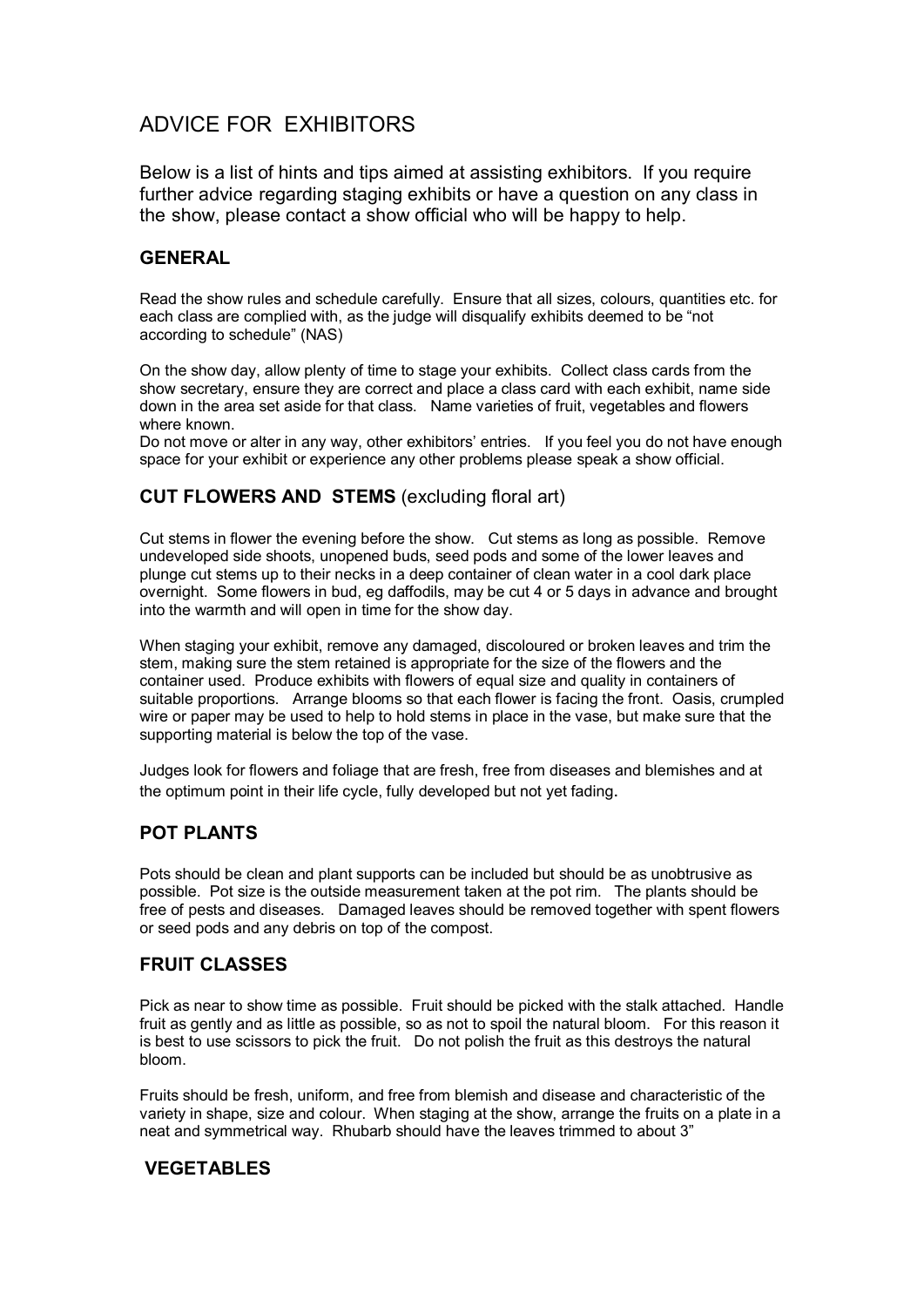# ADVICE FOR EXHIBITORS

Below is a list of hints and tips aimed at assisting exhibitors. If you require further advice regarding staging exhibits or have a question on any class in the show, please contact a show official who will be happy to help.

## GENERAL

Read the show rules and schedule carefully. Ensure that all sizes, colours, quantities etc. for each class are complied with, as the judge will disqualify exhibits deemed to be "not according to schedule" (NAS)

On the show day, allow plenty of time to stage your exhibits. Collect class cards from the show secretary, ensure they are correct and place a class card with each exhibit, name side down in the area set aside for that class. Name varieties of fruit, vegetables and flowers where known.
Do not move or alter in any way, other exhibitors' entries. If you feel you do not have enough space for your exhibit or experience any other problems please speak a show official.

## CUT FLOWERS AND STEMS (excluding floral art)

Cut stems in flower the evening before the show. Cut stems as long as possible. Remove undeveloped side shoots, unopened buds, seed pods and some of the lower leaves and plunge cut stems up to their necks in a deep container of clean water in a cool dark place overnight. Some flowers in bud, eg daffodils, may be cut 4 or 5 days in advance and brought into the warmth and will open in time for the show day.

When staging your exhibit, remove any damaged, discoloured or broken leaves and trim the stem, making sure the stem retained is appropriate for the size of the flowers and the container used. Produce exhibits with flowers of equal size and quality in containers of suitable proportions. Arrange blooms so that each flower is facing the front. Oasis, crumpled wire or paper may be used to help to hold stems in place in the vase, but make sure that the supporting material is below the top of the vase.

Judges look for flowers and foliage that are fresh, free from diseases and blemishes and at the optimum point in their life cycle, fully developed but not yet fading.

## POT PLANTS

Pots should be clean and plant supports can be included but should be as unobtrusive as possible. Pot size is the outside measurement taken at the pot rim. The plants should be free of pests and diseases. Damaged leaves should be removed together with spent flowers or seed pods and any debris on top of the compost.

## FRUIT CLASSES

Pick as near to show time as possible. Fruit should be picked with the stalk attached. Handle fruit as gently and as little as possible, so as not to spoil the natural bloom. For this reason it is best to use scissors to pick the fruit. Do not polish the fruit as this destroys the natural bloom.

Fruits should be fresh, uniform, and free from blemish and disease and characteristic of the variety in shape, size and colour. When staging at the show, arrange the fruits on a plate in a neat and symmetrical way. Rhubarb should have the leaves trimmed to about 3"

## VEGETABLES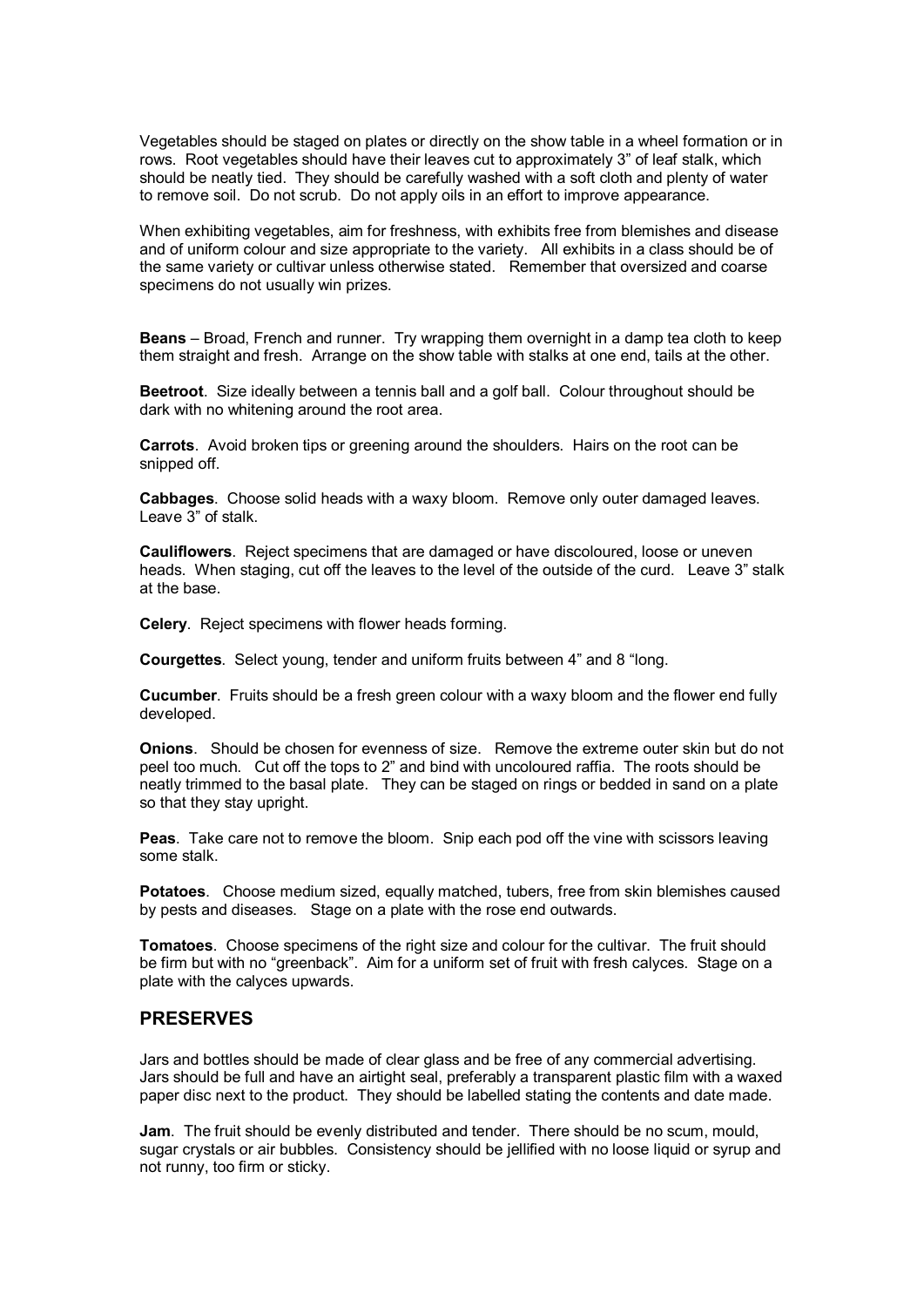Vegetables should be staged on plates or directly on the show table in a wheel formation or in rows. Root vegetables should have their leaves cut to approximately 3" of leaf stalk, which should be neatly tied. They should be carefully washed with a soft cloth and plenty of water to remove soil. Do not scrub. Do not apply oils in an effort to improve appearance.

When exhibiting vegetables, aim for freshness, with exhibits free from blemishes and disease and of uniform colour and size appropriate to the variety. All exhibits in a class should be of the same variety or cultivar unless otherwise stated. Remember that oversized and coarse specimens do not usually win prizes.

**Beans** – Broad, French and runner. Try wrapping them overnight in a damp tea cloth to keep them straight and fresh. Arrange on the show table with stalks at one end, tails at the other.

**Beetroot**. Size ideally between a tennis ball and a golf ball. Colour throughout should be dark with no whitening around the root area.

**Carrots**. Avoid broken tips or greening around the shoulders. Hairs on the root can be snipped off.

**Cabbages**. Choose solid heads with a waxy bloom. Remove only outer damaged leaves. Leave 3" of stalk.

**Cauliflowers**. Reject specimens that are damaged or have discoloured, loose or uneven heads. When staging, cut off the leaves to the level of the outside of the curd. Leave 3" stalk at the base.

**Celery**. Reject specimens with flower heads forming.

**Courgettes**. Select young, tender and uniform fruits between 4" and 8 "long.

**Cucumber**. Fruits should be a fresh green colour with a waxy bloom and the flower end fully developed.

**Onions**. Should be chosen for evenness of size. Remove the extreme outer skin but do not peel too much. Cut off the tops to 2" and bind with uncoloured raffia. The roots should be neatly trimmed to the basal plate. They can be staged on rings or bedded in sand on a plate so that they stay upright.

**Peas**. Take care not to remove the bloom. Snip each pod off the vine with scissors leaving some stalk.

**Potatoes**. Choose medium sized, equally matched, tubers, free from skin blemishes caused by pests and diseases. Stage on a plate with the rose end outwards.

**Tomatoes**. Choose specimens of the right size and colour for the cultivar. The fruit should be firm but with no "greenback". Aim for a uniform set of fruit with fresh calyces. Stage on a plate with the calyces upwards.

## PRESERVES

Jars and bottles should be made of clear glass and be free of any commercial advertising. Jars should be full and have an airtight seal, preferably a transparent plastic film with a waxed paper disc next to the product. They should be labelled stating the contents and date made.

**Jam**. The fruit should be evenly distributed and tender. There should be no scum, mould, sugar crystals or air bubbles. Consistency should be jellified with no loose liquid or syrup and not runny, too firm or sticky.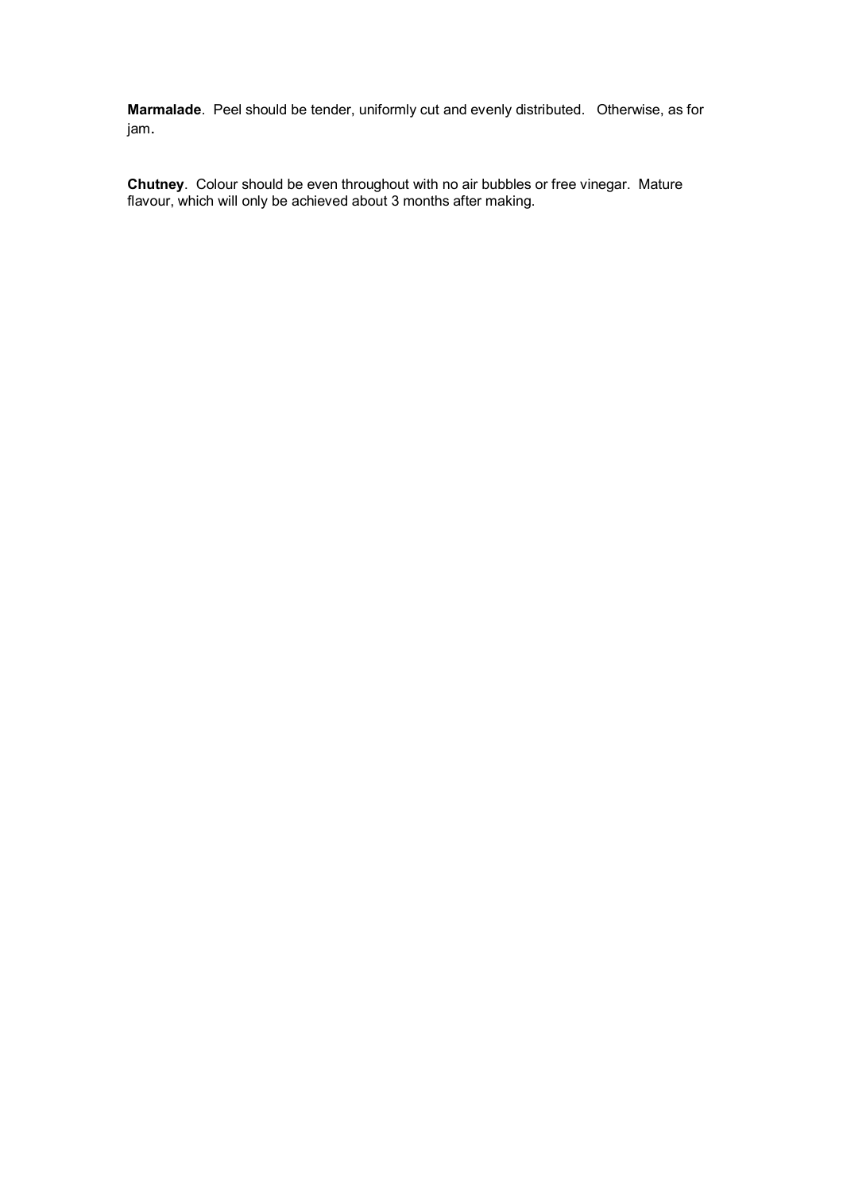**Marmalade**. Peel should be tender, uniformly cut and evenly distributed. Otherwise, as for jam.

**Chutney**. Colour should be even throughout with no air bubbles or free vinegar. Mature flavour, which will only be achieved about 3 months after making.